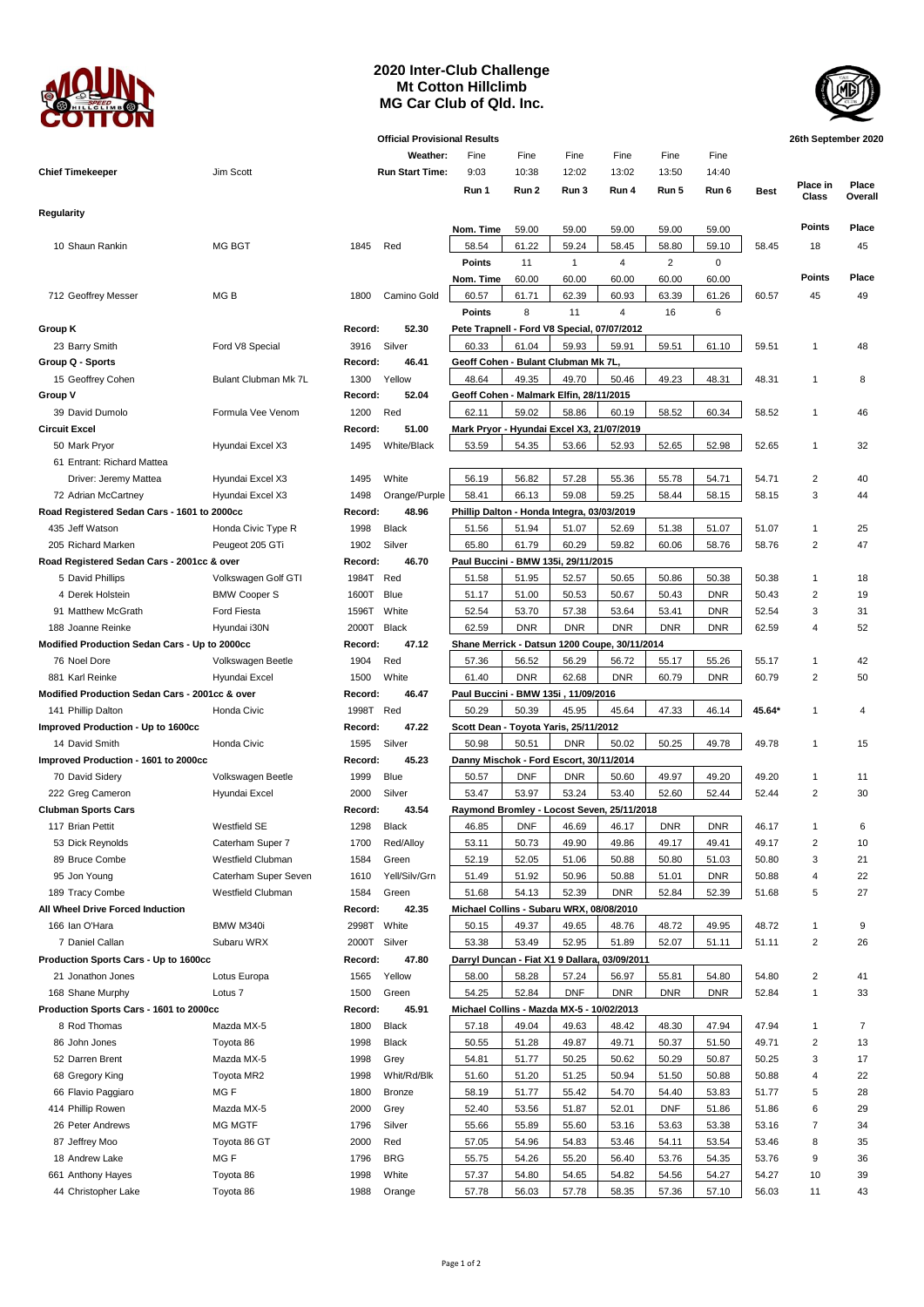# 2020 Inter-Club Challenge
## Mt Cotton Hillclimb
## MG Car Club of Qld. Inc.

**Official Provisional Results** — 26th September 2020

**Chief Timekeeper:** Jim Scott

| Entrant | Car | cc | Colour | Run 1 | Run 2 | Run 3 | Run 4 | Run 5 | Run 6 | Best | Place in Class | Place Overall |
|---|---|---|---|---|---|---|---|---|---|---|---|---|
| | | | Weather: | Fine | Fine | Fine | Fine | Fine | Fine | | | |
| | | | Run Start Time: | 9:03 | 10:38 | 12:02 | 13:02 | 13:50 | 14:40 | | | |
| **Regularity** | | | | | | | | | | | | |
| | | | Nom. Time | 59.00 | 59.00 | 59.00 | 59.00 | 59.00 | 59.00 | | Points | Place |
| 10 Shaun Rankin | MG BGT | 1845 | Red | 58.54 | 61.22 | 59.24 | 58.45 | 58.80 | 59.10 | 58.45 | 18 | 45 |
| | | | Points | 11 | 1 | 4 | 2 | 0 | | | | |
| | | | Nom. Time | 60.00 | 60.00 | 60.00 | 60.00 | 60.00 | 60.00 | | Points | Place |
| 712 Geoffrey Messer | MG B | 1800 | Camino Gold | 60.57 | 61.71 | 62.39 | 60.93 | 63.39 | 61.26 | 60.57 | 45 | 49 |
| | | | Points | 8 | 11 | 4 | 16 | 6 | | | | |
| **Group K** | | Record: | 52.30 | Pete Trapnell - Ford V8 Special, 07/07/2012 | | | | | | | | |
| 23 Barry Smith | Ford V8 Special | 3916 | Silver | 60.33 | 61.04 | 59.93 | 59.91 | 59.51 | 61.10 | 59.51 | 1 | 48 |
| **Group Q - Sports** | | Record: | 46.41 | Geoff Cohen - Bulant Clubman Mk 7L, | | | | | | | | |
| 15 Geoffrey Cohen | Bulant Clubman Mk 7L | 1300 | Yellow | 48.64 | 49.35 | 49.70 | 50.46 | 49.23 | 48.31 | 48.31 | 1 | 8 |
| **Group V** | | Record: | 52.04 | Geoff Cohen - Malmark Elfin, 28/11/2015 | | | | | | | | |
| 39 David Dumolo | Formula Vee Venom | 1200 | Red | 62.11 | 59.02 | 58.86 | 60.19 | 58.52 | 60.34 | 58.52 | 1 | 46 |
| **Circuit Excel** | | Record: | 51.00 | Mark Pryor - Hyundai Excel X3, 21/07/2019 | | | | | | | | |
| 50 Mark Pryor | Hyundai Excel X3 | 1495 | White/Black | 53.59 | 54.35 | 53.66 | 52.93 | 52.65 | 52.98 | 52.65 | 1 | 32 |
| 61 Entrant: Richard Mattea | | | | | | | | | | | | |
| Driver: Jeremy Mattea | Hyundai Excel X3 | 1495 | White | 56.19 | 56.82 | 57.28 | 55.36 | 55.78 | 54.71 | 54.71 | 2 | 40 |
| 72 Adrian McCartney | Hyundai Excel X3 | 1498 | Orange/Purple | 58.41 | 66.13 | 59.08 | 59.25 | 58.44 | 58.15 | 58.15 | 3 | 44 |
| **Road Registered Sedan Cars - 1601 to 2000cc** | | Record: | 48.96 | Phillip Dalton - Honda Integra, 03/03/2019 | | | | | | | | |
| 435 Jeff Watson | Honda Civic Type R | 1998 | Black | 51.56 | 51.94 | 51.07 | 52.69 | 51.38 | 51.07 | 51.07 | 1 | 25 |
| 205 Richard Marken | Peugeot 205 GTi | 1902 | Silver | 65.80 | 61.79 | 60.29 | 59.82 | 60.06 | 58.76 | 58.76 | 2 | 47 |
| **Road Registered Sedan Cars - 2001cc & over** | | Record: | 46.70 | Paul Buccini - BMW 135i, 29/11/2015 | | | | | | | | |
| 5 David Phillips | Volkswagen Golf GTI | 1984T | Red | 51.58 | 51.95 | 52.57 | 50.65 | 50.86 | 50.38 | 50.38 | 1 | 18 |
| 4 Derek Holstein | BMW Cooper S | 1600T | Blue | 51.17 | 51.00 | 50.53 | 50.67 | 50.43 | DNR | 50.43 | 2 | 19 |
| 91 Matthew McGrath | Ford Fiesta | 1596T | White | 52.54 | 53.70 | 57.38 | 53.64 | 53.41 | DNR | 52.54 | 3 | 31 |
| 188 Joanne Reinke | Hyundai i30N | 2000T | Black | 62.59 | DNR | DNR | DNR | DNR | DNR | 62.59 | 4 | 52 |
| **Modified Production Sedan Cars - Up to 2000cc** | | Record: | 47.12 | Shane Merrick - Datsun 1200 Coupe, 30/11/2014 | | | | | | | | |
| 76 Noel Dore | Volkswagen Beetle | 1904 | Red | 57.36 | 56.52 | 56.29 | 56.72 | 55.17 | 55.26 | 55.17 | 1 | 42 |
| 881 Karl Reinke | Hyundai Excel | 1500 | White | 61.40 | DNR | 62.68 | DNR | 60.79 | DNR | 60.79 | 2 | 50 |
| **Modified Production Sedan Cars - 2001cc & over** | | Record: | 46.47 | Paul Buccini - BMW 135i , 11/09/2016 | | | | | | | | |
| 141 Phillip Dalton | Honda Civic | 1998T | Red | 50.29 | 50.39 | 45.95 | 45.64 | 47.33 | 46.14 | 45.64* | 1 | 4 |
| **Improved Production - Up to 1600cc** | | Record: | 47.22 | Scott Dean - Toyota Yaris, 25/11/2012 | | | | | | | | |
| 14 David Smith | Honda Civic | 1595 | Silver | 50.98 | 50.51 | DNR | 50.02 | 50.25 | 49.78 | 49.78 | 1 | 15 |
| **Improved Production - 1601 to 2000cc** | | Record: | 45.23 | Danny Mischok - Ford Escort, 30/11/2014 | | | | | | | | |
| 70 David Sidery | Volkswagen Beetle | 1999 | Blue | 50.57 | DNF | DNR | 50.60 | 49.97 | 49.20 | 49.20 | 1 | 11 |
| 222 Greg Cameron | Hyundai Excel | 2000 | Silver | 53.47 | 53.97 | 53.24 | 53.40 | 52.60 | 52.44 | 52.44 | 2 | 30 |
| **Clubman Sports Cars** | | Record: | 43.54 | Raymond Bromley - Locost Seven, 25/11/2018 | | | | | | | | |
| 117 Brian Pettit | Westfield SE | 1298 | Black | 46.85 | DNF | 46.69 | 46.17 | DNR | DNR | 46.17 | 1 | 6 |
| 53 Dick Reynolds | Caterham Super 7 | 1700 | Red/Alloy | 53.11 | 50.73 | 49.90 | 49.86 | 49.17 | 49.41 | 49.17 | 2 | 10 |
| 89 Bruce Combe | Westfield Clubman | 1584 | Green | 52.19 | 52.05 | 51.06 | 50.88 | 50.80 | 51.03 | 50.80 | 3 | 21 |
| 95 Jon Young | Caterham Super Seven | 1610 | Yell/Silv/Grn | 51.49 | 51.92 | 50.96 | 50.88 | 51.01 | DNR | 50.88 | 4 | 22 |
| 189 Tracy Combe | Westfield Clubman | 1584 | Green | 51.68 | 54.13 | 52.39 | DNR | 52.84 | 52.39 | 51.68 | 5 | 27 |
| **All Wheel Drive Forced Induction** | | Record: | 42.35 | Michael Collins - Subaru WRX, 08/08/2010 | | | | | | | | |
| 166 Ian O'Hara | BMW M340i | 2998T | White | 50.15 | 49.37 | 49.65 | 48.76 | 48.72 | 49.95 | 48.72 | 1 | 9 |
| 7 Daniel Callan | Subaru WRX | 2000T | Silver | 53.38 | 53.49 | 52.95 | 51.89 | 52.07 | 51.11 | 51.11 | 2 | 26 |
| **Production Sports Cars - Up to 1600cc** | | Record: | 47.80 | Darryl Duncan - Fiat X1 9 Dallara, 03/09/2011 | | | | | | | | |
| 21 Jonathon Jones | Lotus Europa | 1565 | Yellow | 58.00 | 58.28 | 57.24 | 56.97 | 55.81 | 54.80 | 54.80 | 2 | 41 |
| 168 Shane Murphy | Lotus 7 | 1500 | Green | 54.25 | 52.84 | DNF | DNR | DNR | DNR | 52.84 | 1 | 33 |
| **Production Sports Cars - 1601 to 2000cc** | | Record: | 45.91 | Michael Collins - Mazda MX-5 - 10/02/2013 | | | | | | | | |
| 8 Rod Thomas | Mazda MX-5 | 1800 | Black | 57.18 | 49.04 | 49.63 | 48.42 | 48.30 | 47.94 | 47.94 | 1 | 7 |
| 86 John Jones | Toyota 86 | 1998 | Black | 50.55 | 51.28 | 49.87 | 49.71 | 50.37 | 51.50 | 49.71 | 2 | 13 |
| 52 Darren Brent | Mazda MX-5 | 1998 | Grey | 54.81 | 51.77 | 50.25 | 50.62 | 50.29 | 50.87 | 50.25 | 3 | 17 |
| 68 Gregory King | Toyota MR2 | 1998 | Whit/Rd/Blk | 51.60 | 51.20 | 51.25 | 50.94 | 51.50 | 50.88 | 50.88 | 4 | 22 |
| 66 Flavio Paggiaro | MG F | 1800 | Bronze | 58.19 | 51.77 | 55.42 | 54.70 | 54.40 | 53.83 | 51.77 | 5 | 28 |
| 414 Phillip Rowen | Mazda MX-5 | 2000 | Grey | 52.40 | 53.56 | 51.87 | 52.01 | DNF | 51.86 | 51.86 | 6 | 29 |
| 26 Peter Andrews | MG MGTF | 1796 | Silver | 55.66 | 55.89 | 55.60 | 53.16 | 53.63 | 53.38 | 53.16 | 7 | 34 |
| 87 Jeffrey Moo | Toyota 86 GT | 2000 | Red | 57.05 | 54.96 | 54.83 | 53.46 | 54.11 | 53.54 | 53.46 | 8 | 35 |
| 18 Andrew Lake | MG F | 1796 | BRG | 55.75 | 54.26 | 55.20 | 56.40 | 53.76 | 54.35 | 53.76 | 9 | 36 |
| 661 Anthony Hayes | Toyota 86 | 1998 | White | 57.37 | 54.80 | 54.65 | 54.82 | 54.56 | 54.27 | 54.27 | 10 | 39 |
| 44 Christopher Lake | Toyota 86 | 1988 | Orange | 57.78 | 56.03 | 57.78 | 58.35 | 57.36 | 57.10 | 56.03 | 11 | 43 |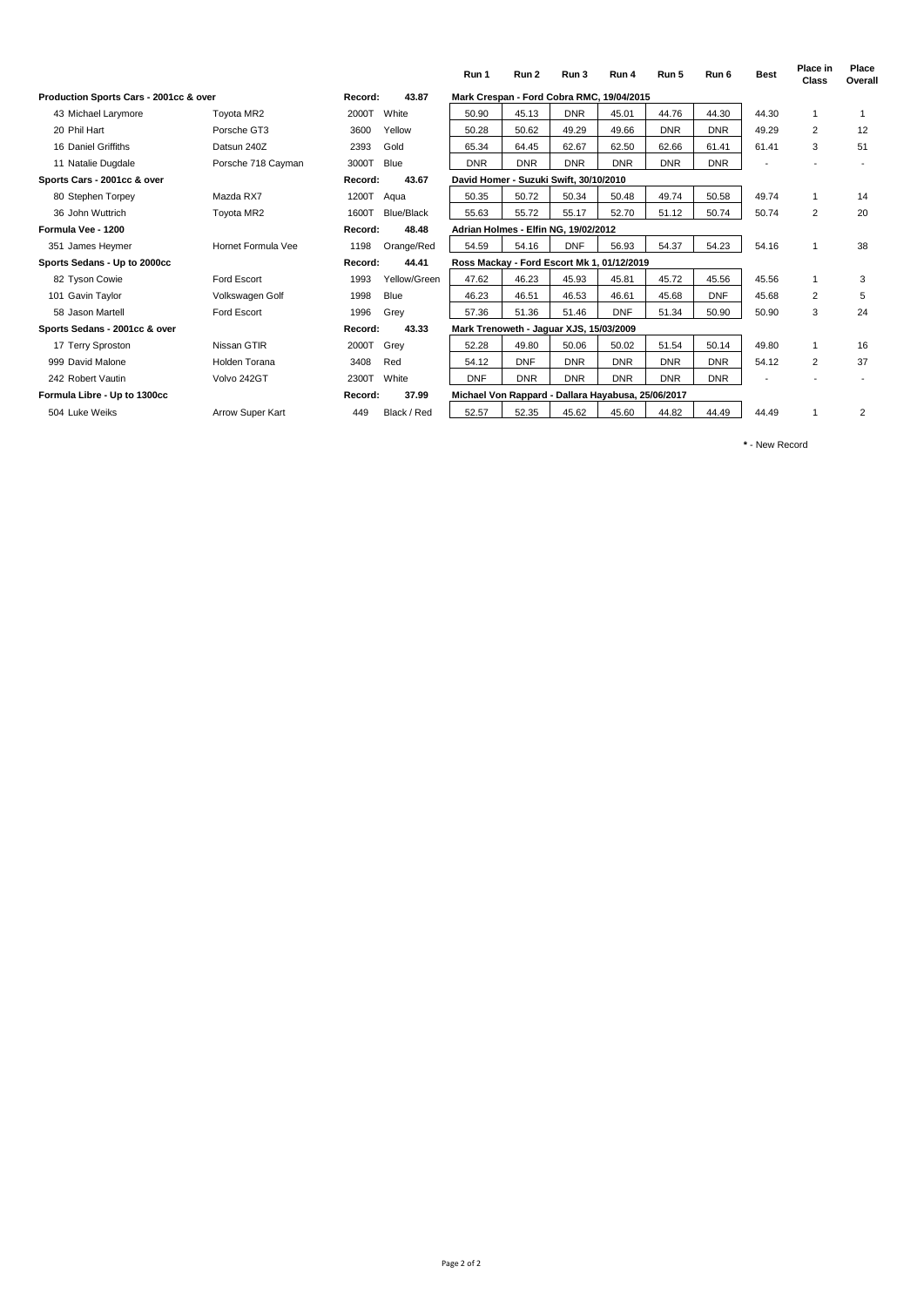| | | | | Run 1 | Run 2 | Run 3 | Run 4 | Run 5 | Run 6 | Best | Place in Class | Place Overall |
|---|---|---|---|---|---|---|---|---|---|---|---|---|
| **Production Sports Cars - 2001cc & over** | | **Record:** | **43.87** | **Mark Crespan - Ford Cobra RMC, 19/04/2015** | | | | | | | | |
| 43 Michael Larymore | Toyota MR2 | 2000T | White | 50.90 | 45.13 | DNR | 45.01 | 44.76 | 44.30 | 44.30 | 1 | 1 |
| 20 Phil Hart | Porsche GT3 | 3600 | Yellow | 50.28 | 50.62 | 49.29 | 49.66 | DNR | DNR | 49.29 | 2 | 12 |
| 16 Daniel Griffiths | Datsun 240Z | 2393 | Gold | 65.34 | 64.45 | 62.67 | 62.50 | 62.66 | 61.41 | 61.41 | 3 | 51 |
| 11 Natalie Dugdale | Porsche 718 Cayman | 3000T | Blue | DNR | DNR | DNR | DNR | DNR | DNR | - | - | - |
| **Sports Cars - 2001cc & over** | | **Record:** | **43.67** | **David Homer - Suzuki Swift, 30/10/2010** | | | | | | | | |
| 80 Stephen Torpey | Mazda RX7 | 1200T | Aqua | 50.35 | 50.72 | 50.34 | 50.48 | 49.74 | 50.58 | 49.74 | 1 | 14 |
| 36 John Wuttrich | Toyota MR2 | 1600T | Blue/Black | 55.63 | 55.72 | 55.17 | 52.70 | 51.12 | 50.74 | 50.74 | 2 | 20 |
| **Formula Vee - 1200** | | **Record:** | **48.48** | **Adrian Holmes - Elfin NG, 19/02/2012** | | | | | | | | |
| 351 James Heymer | Hornet Formula Vee | 1198 | Orange/Red | 54.59 | 54.16 | DNF | 56.93 | 54.37 | 54.23 | 54.16 | 1 | 38 |
| **Sports Sedans - Up to 2000cc** | | **Record:** | **44.41** | **Ross Mackay - Ford Escort Mk 1, 01/12/2019** | | | | | | | | |
| 82 Tyson Cowie | Ford Escort | 1993 | Yellow/Green | 47.62 | 46.23 | 45.93 | 45.81 | 45.72 | 45.56 | 45.56 | 1 | 3 |
| 101 Gavin Taylor | Volkswagen Golf | 1998 | Blue | 46.23 | 46.51 | 46.53 | 46.61 | 45.68 | DNF | 45.68 | 2 | 5 |
| 58 Jason Martell | Ford Escort | 1996 | Grey | 57.36 | 51.36 | 51.46 | DNF | 51.34 | 50.90 | 50.90 | 3 | 24 |
| **Sports Sedans - 2001cc & over** | | **Record:** | **43.33** | **Mark Trenoweth - Jaguar XJS, 15/03/2009** | | | | | | | | |
| 17 Terry Sproston | Nissan GTIR | 2000T | Grey | 52.28 | 49.80 | 50.06 | 50.02 | 51.54 | 50.14 | 49.80 | 1 | 16 |
| 999 David Malone | Holden Torana | 3408 | Red | 54.12 | DNF | DNR | DNR | DNR | DNR | 54.12 | 2 | 37 |
| 242 Robert Vautin | Volvo 242GT | 2300T | White | DNF | DNR | DNR | DNR | DNR | DNR | - | - | - |
| **Formula Libre - Up to 1300cc** | | **Record:** | **37.99** | **Michael Von Rappard - Dallara Hayabusa, 25/06/2017** | | | | | | | | |
| 504 Luke Weiks | Arrow Super Kart | 449 | Black / Red | 52.57 | 52.35 | 45.62 | 45.60 | 44.82 | 44.49 | 44.49 | 1 | 2 |

**\*** - New Record